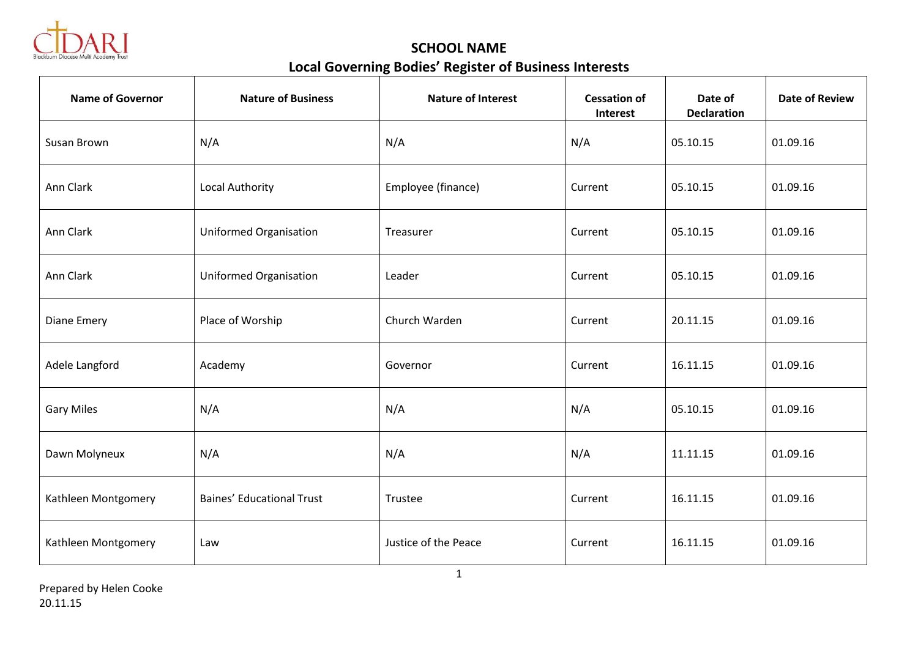# SCHOOL NAME

## Local Governing Bodies' Register of Business Interests

| Name of Governor | Nature of Business | Nature of Interest | Cessation of Interest | Date of Declaration | Date of Review |
|---|---|---|---|---|---|
| Susan Brown | N/A | N/A | N/A | 05.10.15 | 01.09.16 |
| Ann Clark | Local Authority | Employee (finance) | Current | 05.10.15 | 01.09.16 |
| Ann Clark | Uniformed Organisation | Treasurer | Current | 05.10.15 | 01.09.16 |
| Ann Clark | Uniformed Organisation | Leader | Current | 05.10.15 | 01.09.16 |
| Diane Emery | Place of Worship | Church Warden | Current | 20.11.15 | 01.09.16 |
| Adele Langford | Academy | Governor | Current | 16.11.15 | 01.09.16 |
| Gary Miles | N/A | N/A | N/A | 05.10.15 | 01.09.16 |
| Dawn Molyneux | N/A | N/A | N/A | 11.11.15 | 01.09.16 |
| Kathleen Montgomery | Baines' Educational Trust | Trustee | Current | 16.11.15 | 01.09.16 |
| Kathleen Montgomery | Law | Justice of the Peace | Current | 16.11.15 | 01.09.16 |

Prepared by Helen Cooke
20.11.15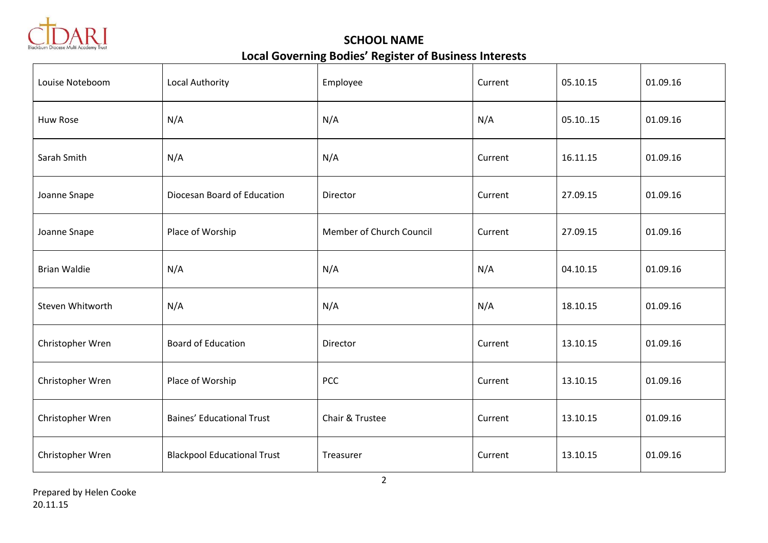## SCHOOL NAME

## Local Governing Bodies' Register of Business Interests

| | | | | | |
|---|---|---|---|---|---|
| Louise Noteboom | Local Authority | Employee | Current | 05.10.15 | 01.09.16 |
| Huw Rose | N/A | N/A | N/A | 05.10..15 | 01.09.16 |
| Sarah Smith | N/A | N/A | Current | 16.11.15 | 01.09.16 |
| Joanne Snape | Diocesan Board of Education | Director | Current | 27.09.15 | 01.09.16 |
| Joanne Snape | Place of Worship | Member of Church Council | Current | 27.09.15 | 01.09.16 |
| Brian Waldie | N/A | N/A | N/A | 04.10.15 | 01.09.16 |
| Steven Whitworth | N/A | N/A | N/A | 18.10.15 | 01.09.16 |
| Christopher Wren | Board of Education | Director | Current | 13.10.15 | 01.09.16 |
| Christopher Wren | Place of Worship | PCC | Current | 13.10.15 | 01.09.16 |
| Christopher Wren | Baines' Educational Trust | Chair & Trustee | Current | 13.10.15 | 01.09.16 |
| Christopher Wren | Blackpool Educational Trust | Treasurer | Current | 13.10.15 | 01.09.16 |

Prepared by Helen Cooke
20.11.15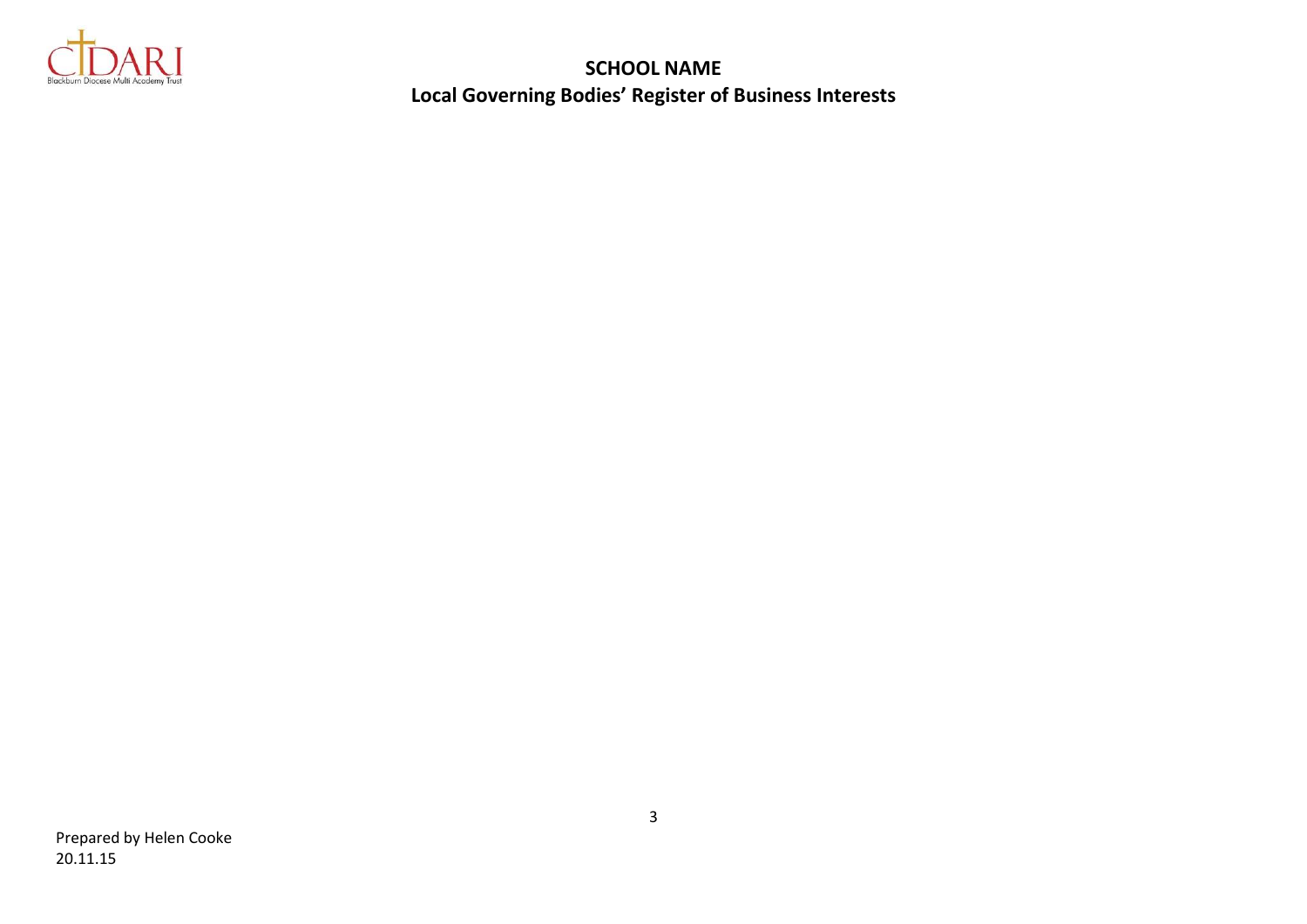**SCHOOL NAME**

**Local Governing Bodies' Register of Business Interests**

Prepared by Helen Cooke
20.11.15